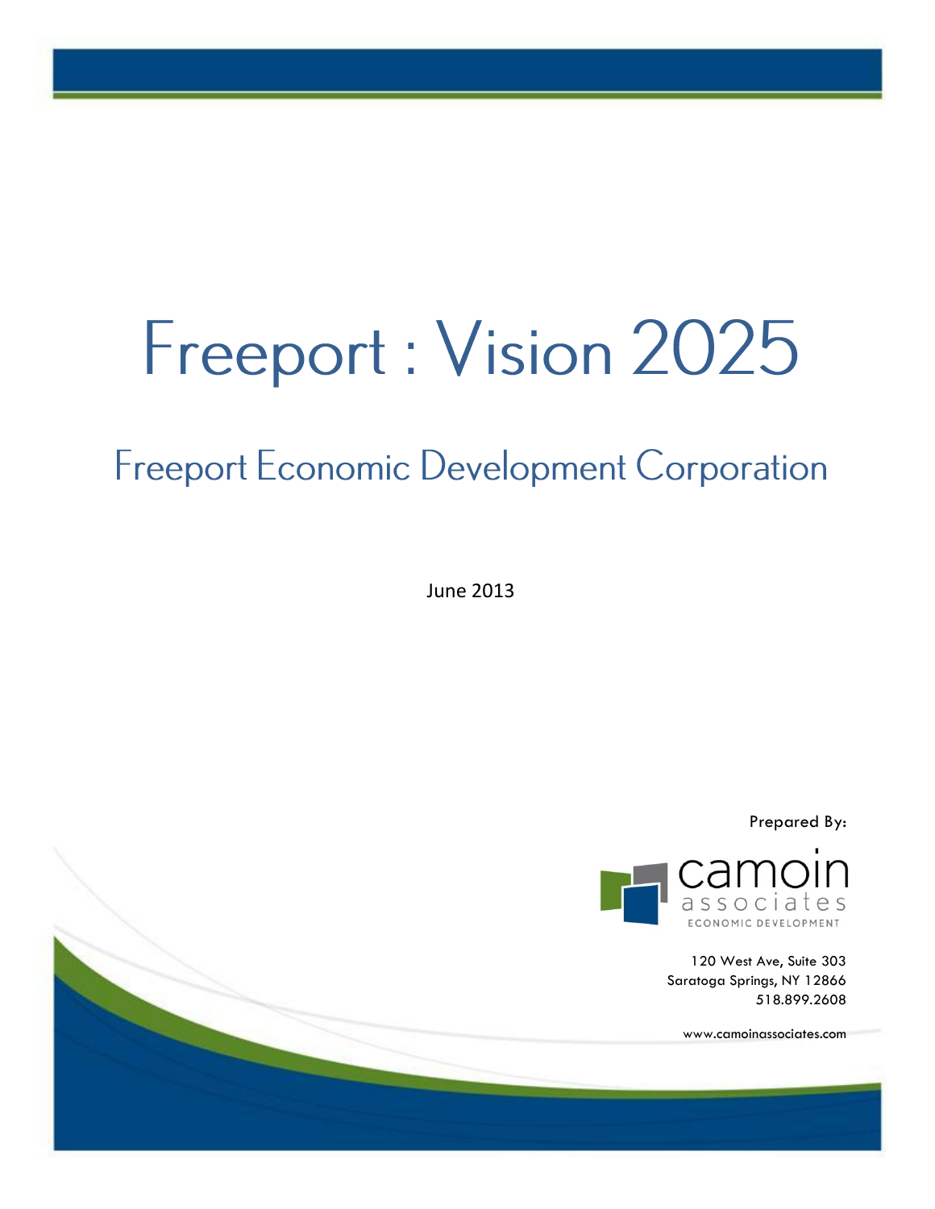# Freeport : Vision 2025

## Freeport Economic Development Corporation

June 2013

Prepared By:

camoin associates
ECONOMIC DEVELOPMENT

120 West Ave, Suite 303
Saratoga Springs, NY 12866
518.899.2608

www.camoinassociates.com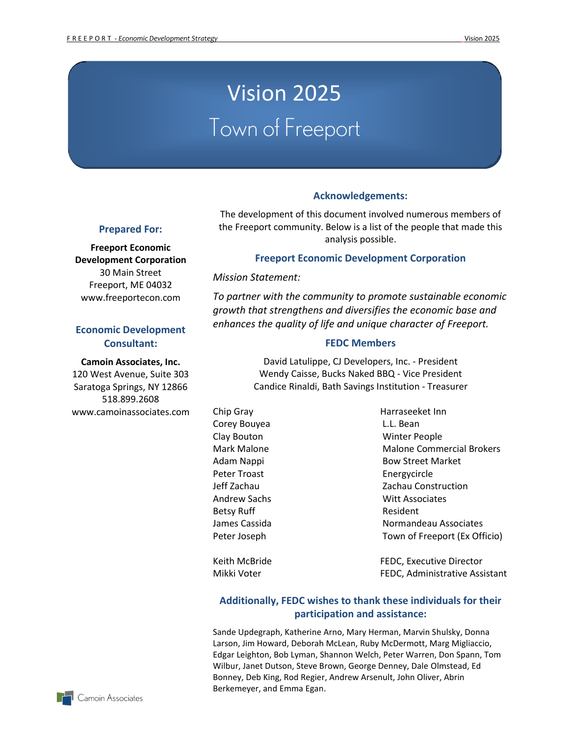# Vision 2025

## Town of Freeport

### Prepared For:

**Freeport Economic Development Corporation**
30 Main Street
Freeport, ME 04032
www.freeportecon.com

### Economic Development Consultant:

**Camoin Associates, Inc.**
120 West Avenue, Suite 303
Saratoga Springs, NY 12866
518.899.2608
www.camoinassociates.com

### Acknowledgements:

The development of this document involved numerous members of the Freeport community. Below is a list of the people that made this analysis possible.

### Freeport Economic Development Corporation

*Mission Statement:*

*To partner with the community to promote sustainable economic growth that strengthens and diversifies the economic base and enhances the quality of life and unique character of Freeport.*

### FEDC Members

David Latulippe, CJ Developers, Inc. - President
Wendy Caisse, Bucks Naked BBQ - Vice President
Candice Rinaldi, Bath Savings Institution - Treasurer

| | |
|---|---|
| Chip Gray | Harraseeket Inn |
| Corey Bouyea | L.L. Bean |
| Clay Bouton | Winter People |
| Mark Malone | Malone Commercial Brokers |
| Adam Nappi | Bow Street Market |
| Peter Troast | Energycircle |
| Jeff Zachau | Zachau Construction |
| Andrew Sachs | Witt Associates |
| Betsy Ruff | Resident |
| James Cassida | Normandeau Associates |
| Peter Joseph | Town of Freeport (Ex Officio) |
| Keith McBride | FEDC, Executive Director |
| Mikki Voter | FEDC, Administrative Assistant |

### Additionally, FEDC wishes to thank these individuals for their participation and assistance:

Sande Updegraph, Katherine Arno, Mary Herman, Marvin Shulsky, Donna Larson, Jim Howard, Deborah McLean, Ruby McDermott, Marg Migliaccio, Edgar Leighton, Bob Lyman, Shannon Welch, Peter Warren, Don Spann, Tom Wilbur, Janet Dutson, Steve Brown, George Denney, Dale Olmstead, Ed Bonney, Deb King, Rod Regier, Andrew Arsenult, John Oliver, Abrin Berkemeyer, and Emma Egan.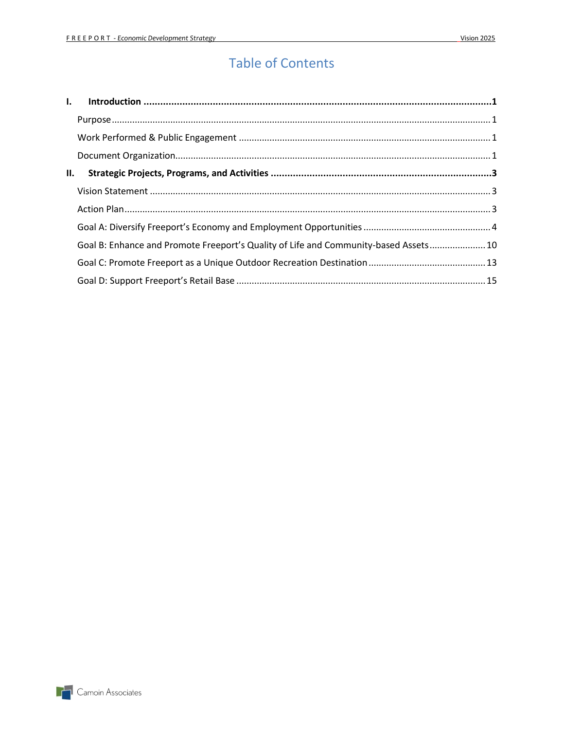# Table of Contents

**I. Introduction ..... 1**

- Purpose ..... 1
- Work Performed & Public Engagement ..... 1
- Document Organization ..... 1

**II. Strategic Projects, Programs, and Activities ..... 3**

- Vision Statement ..... 3
- Action Plan ..... 3
- Goal A: Diversify Freeport's Economy and Employment Opportunities ..... 4
- Goal B: Enhance and Promote Freeport's Quality of Life and Community-based Assets ..... 10
- Goal C: Promote Freeport as a Unique Outdoor Recreation Destination ..... 13
- Goal D: Support Freeport's Retail Base ..... 15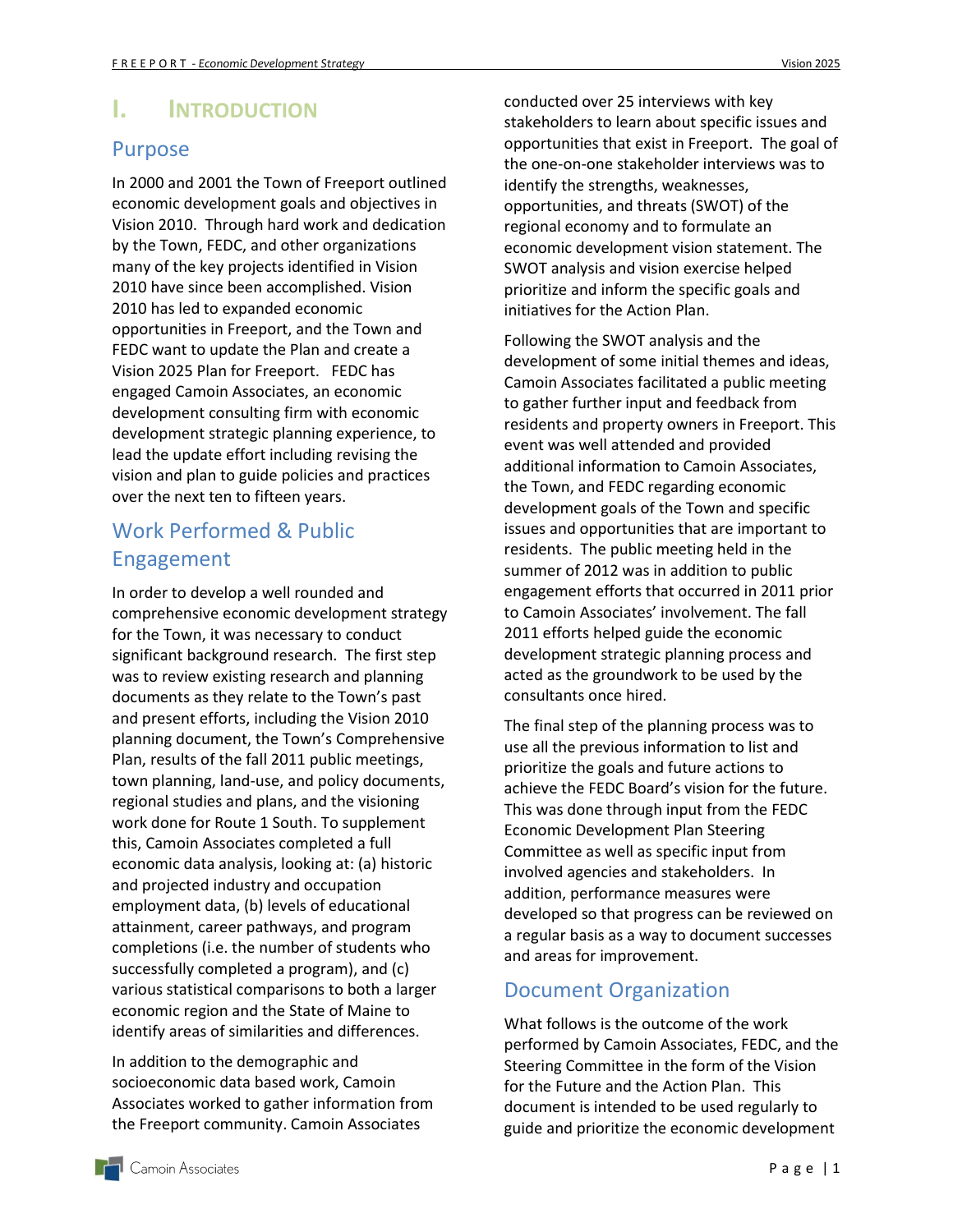# I. INTRODUCTION

## Purpose

In 2000 and 2001 the Town of Freeport outlined economic development goals and objectives in Vision 2010. Through hard work and dedication by the Town, FEDC, and other organizations many of the key projects identified in Vision 2010 have since been accomplished. Vision 2010 has led to expanded economic opportunities in Freeport, and the Town and FEDC want to update the Plan and create a Vision 2025 Plan for Freeport. FEDC has engaged Camoin Associates, an economic development consulting firm with economic development strategic planning experience, to lead the update effort including revising the vision and plan to guide policies and practices over the next ten to fifteen years.

## Work Performed & Public Engagement

In order to develop a well rounded and comprehensive economic development strategy for the Town, it was necessary to conduct significant background research. The first step was to review existing research and planning documents as they relate to the Town's past and present efforts, including the Vision 2010 planning document, the Town's Comprehensive Plan, results of the fall 2011 public meetings, town planning, land-use, and policy documents, regional studies and plans, and the visioning work done for Route 1 South. To supplement this, Camoin Associates completed a full economic data analysis, looking at: (a) historic and projected industry and occupation employment data, (b) levels of educational attainment, career pathways, and program completions (i.e. the number of students who successfully completed a program), and (c) various statistical comparisons to both a larger economic region and the State of Maine to identify areas of similarities and differences.

In addition to the demographic and socioeconomic data based work, Camoin Associates worked to gather information from the Freeport community. Camoin Associates conducted over 25 interviews with key stakeholders to learn about specific issues and opportunities that exist in Freeport. The goal of the one-on-one stakeholder interviews was to identify the strengths, weaknesses, opportunities, and threats (SWOT) of the regional economy and to formulate an economic development vision statement. The SWOT analysis and vision exercise helped prioritize and inform the specific goals and initiatives for the Action Plan.

Following the SWOT analysis and the development of some initial themes and ideas, Camoin Associates facilitated a public meeting to gather further input and feedback from residents and property owners in Freeport. This event was well attended and provided additional information to Camoin Associates, the Town, and FEDC regarding economic development goals of the Town and specific issues and opportunities that are important to residents. The public meeting held in the summer of 2012 was in addition to public engagement efforts that occurred in 2011 prior to Camoin Associates' involvement. The fall 2011 efforts helped guide the economic development strategic planning process and acted as the groundwork to be used by the consultants once hired.

The final step of the planning process was to use all the previous information to list and prioritize the goals and future actions to achieve the FEDC Board's vision for the future. This was done through input from the FEDC Economic Development Plan Steering Committee as well as specific input from involved agencies and stakeholders. In addition, performance measures were developed so that progress can be reviewed on a regular basis as a way to document successes and areas for improvement.

## Document Organization

What follows is the outcome of the work performed by Camoin Associates, FEDC, and the Steering Committee in the form of the Vision for the Future and the Action Plan. This document is intended to be used regularly to guide and prioritize the economic development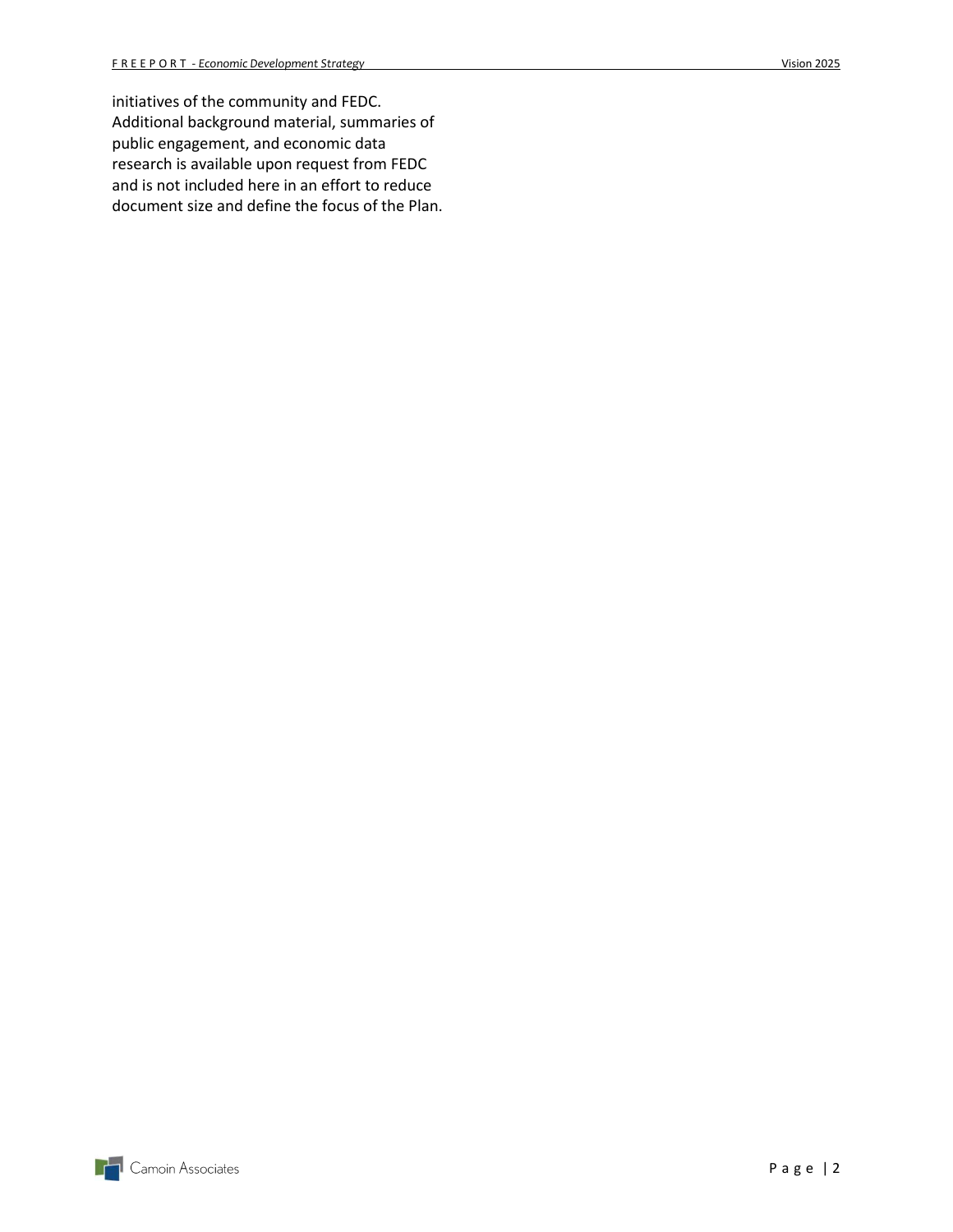initiatives of the community and FEDC. Additional background material, summaries of public engagement, and economic data research is available upon request from FEDC and is not included here in an effort to reduce document size and define the focus of the Plan.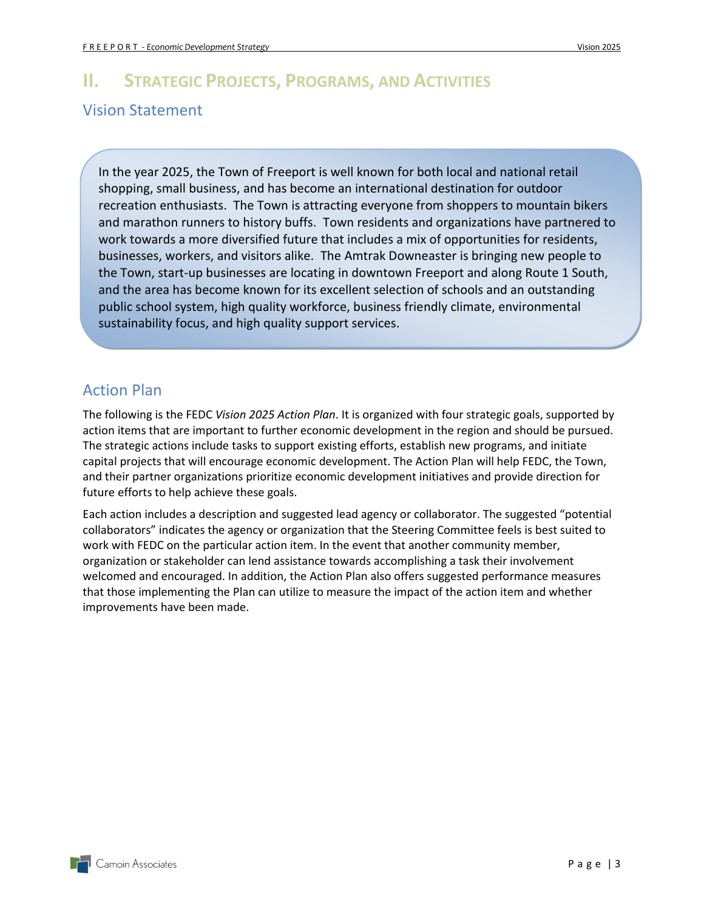# II. Strategic Projects, Programs, and Activities

## Vision Statement

In the year 2025, the Town of Freeport is well known for both local and national retail shopping, small business, and has become an international destination for outdoor recreation enthusiasts. The Town is attracting everyone from shoppers to mountain bikers and marathon runners to history buffs. Town residents and organizations have partnered to work towards a more diversified future that includes a mix of opportunities for residents, businesses, workers, and visitors alike. The Amtrak Downeaster is bringing new people to the Town, start-up businesses are locating in downtown Freeport and along Route 1 South, and the area has become known for its excellent selection of schools and an outstanding public school system, high quality workforce, business friendly climate, environmental sustainability focus, and high quality support services.

## Action Plan

The following is the FEDC *Vision 2025 Action Plan*. It is organized with four strategic goals, supported by action items that are important to further economic development in the region and should be pursued. The strategic actions include tasks to support existing efforts, establish new programs, and initiate capital projects that will encourage economic development. The Action Plan will help FEDC, the Town, and their partner organizations prioritize economic development initiatives and provide direction for future efforts to help achieve these goals.

Each action includes a description and suggested lead agency or collaborator. The suggested "potential collaborators" indicates the agency or organization that the Steering Committee feels is best suited to work with FEDC on the particular action item. In the event that another community member, organization or stakeholder can lend assistance towards accomplishing a task their involvement welcomed and encouraged. In addition, the Action Plan also offers suggested performance measures that those implementing the Plan can utilize to measure the impact of the action item and whether improvements have been made.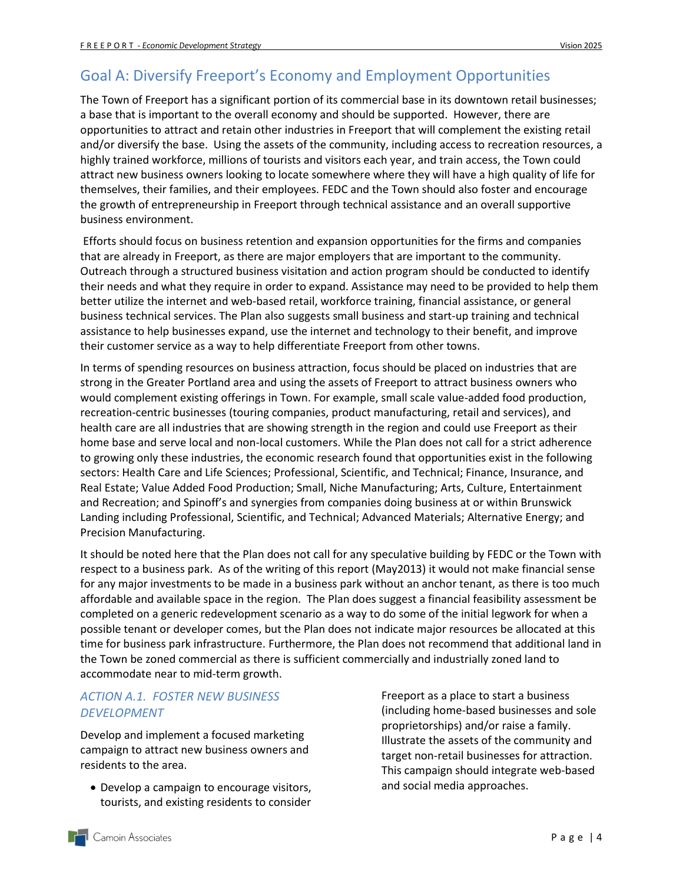## Goal A: Diversify Freeport's Economy and Employment Opportunities

The Town of Freeport has a significant portion of its commercial base in its downtown retail businesses; a base that is important to the overall economy and should be supported. However, there are opportunities to attract and retain other industries in Freeport that will complement the existing retail and/or diversify the base. Using the assets of the community, including access to recreation resources, a highly trained workforce, millions of tourists and visitors each year, and train access, the Town could attract new business owners looking to locate somewhere where they will have a high quality of life for themselves, their families, and their employees. FEDC and the Town should also foster and encourage the growth of entrepreneurship in Freeport through technical assistance and an overall supportive business environment.

Efforts should focus on business retention and expansion opportunities for the firms and companies that are already in Freeport, as there are major employers that are important to the community. Outreach through a structured business visitation and action program should be conducted to identify their needs and what they require in order to expand. Assistance may need to be provided to help them better utilize the internet and web-based retail, workforce training, financial assistance, or general business technical services. The Plan also suggests small business and start-up training and technical assistance to help businesses expand, use the internet and technology to their benefit, and improve their customer service as a way to help differentiate Freeport from other towns.

In terms of spending resources on business attraction, focus should be placed on industries that are strong in the Greater Portland area and using the assets of Freeport to attract business owners who would complement existing offerings in Town. For example, small scale value-added food production, recreation-centric businesses (touring companies, product manufacturing, retail and services), and health care are all industries that are showing strength in the region and could use Freeport as their home base and serve local and non-local customers. While the Plan does not call for a strict adherence to growing only these industries, the economic research found that opportunities exist in the following sectors: Health Care and Life Sciences; Professional, Scientific, and Technical; Finance, Insurance, and Real Estate; Value Added Food Production; Small, Niche Manufacturing; Arts, Culture, Entertainment and Recreation; and Spinoff's and synergies from companies doing business at or within Brunswick Landing including Professional, Scientific, and Technical; Advanced Materials; Alternative Energy; and Precision Manufacturing.

It should be noted here that the Plan does not call for any speculative building by FEDC or the Town with respect to a business park. As of the writing of this report (May2013) it would not make financial sense for any major investments to be made in a business park without an anchor tenant, as there is too much affordable and available space in the region. The Plan does suggest a financial feasibility assessment be completed on a generic redevelopment scenario as a way to do some of the initial legwork for when a possible tenant or developer comes, but the Plan does not indicate major resources be allocated at this time for business park infrastructure. Furthermore, the Plan does not recommend that additional land in the Town be zoned commercial as there is sufficient commercially and industrially zoned land to accommodate near to mid-term growth.

### *ACTION A.1. FOSTER NEW BUSINESS DEVELOPMENT*

Develop and implement a focused marketing campaign to attract new business owners and residents to the area.

- Develop a campaign to encourage visitors, tourists, and existing residents to consider Freeport as a place to start a business (including home-based businesses and sole proprietorships) and/or raise a family. Illustrate the assets of the community and target non-retail businesses for attraction. This campaign should integrate web-based and social media approaches.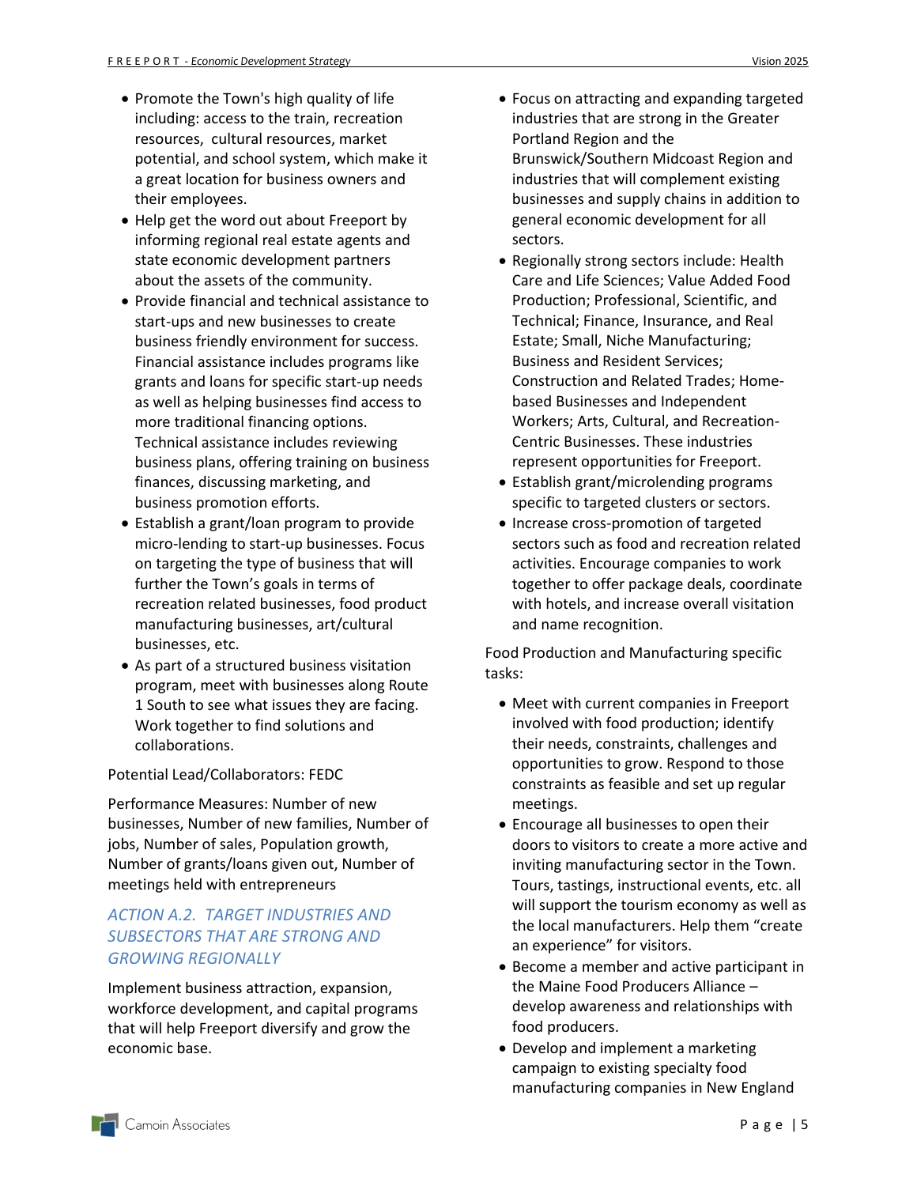- Promote the Town's high quality of life including: access to the train, recreation resources, cultural resources, market potential, and school system, which make it a great location for business owners and their employees.
- Help get the word out about Freeport by informing regional real estate agents and state economic development partners about the assets of the community.
- Provide financial and technical assistance to start-ups and new businesses to create business friendly environment for success. Financial assistance includes programs like grants and loans for specific start-up needs as well as helping businesses find access to more traditional financing options. Technical assistance includes reviewing business plans, offering training on business finances, discussing marketing, and business promotion efforts.
- Establish a grant/loan program to provide micro-lending to start-up businesses. Focus on targeting the type of business that will further the Town's goals in terms of recreation related businesses, food product manufacturing businesses, art/cultural businesses, etc.
- As part of a structured business visitation program, meet with businesses along Route 1 South to see what issues they are facing. Work together to find solutions and collaborations.

Potential Lead/Collaborators: FEDC

Performance Measures: Number of new businesses, Number of new families, Number of jobs, Number of sales, Population growth, Number of grants/loans given out, Number of meetings held with entrepreneurs

### *ACTION A.2. TARGET INDUSTRIES AND SUBSECTORS THAT ARE STRONG AND GROWING REGIONALLY*

Implement business attraction, expansion, workforce development, and capital programs that will help Freeport diversify and grow the economic base.

- Focus on attracting and expanding targeted industries that are strong in the Greater Portland Region and the Brunswick/Southern Midcoast Region and industries that will complement existing businesses and supply chains in addition to general economic development for all sectors.
- Regionally strong sectors include: Health Care and Life Sciences; Value Added Food Production; Professional, Scientific, and Technical; Finance, Insurance, and Real Estate; Small, Niche Manufacturing; Business and Resident Services; Construction and Related Trades; Home-based Businesses and Independent Workers; Arts, Cultural, and Recreation-Centric Businesses. These industries represent opportunities for Freeport.
- Establish grant/microlending programs specific to targeted clusters or sectors.
- Increase cross-promotion of targeted sectors such as food and recreation related activities. Encourage companies to work together to offer package deals, coordinate with hotels, and increase overall visitation and name recognition.

Food Production and Manufacturing specific tasks:

- Meet with current companies in Freeport involved with food production; identify their needs, constraints, challenges and opportunities to grow. Respond to those constraints as feasible and set up regular meetings.
- Encourage all businesses to open their doors to visitors to create a more active and inviting manufacturing sector in the Town. Tours, tastings, instructional events, etc. all will support the tourism economy as well as the local manufacturers. Help them "create an experience" for visitors.
- Become a member and active participant in the Maine Food Producers Alliance – develop awareness and relationships with food producers.
- Develop and implement a marketing campaign to existing specialty food manufacturing companies in New England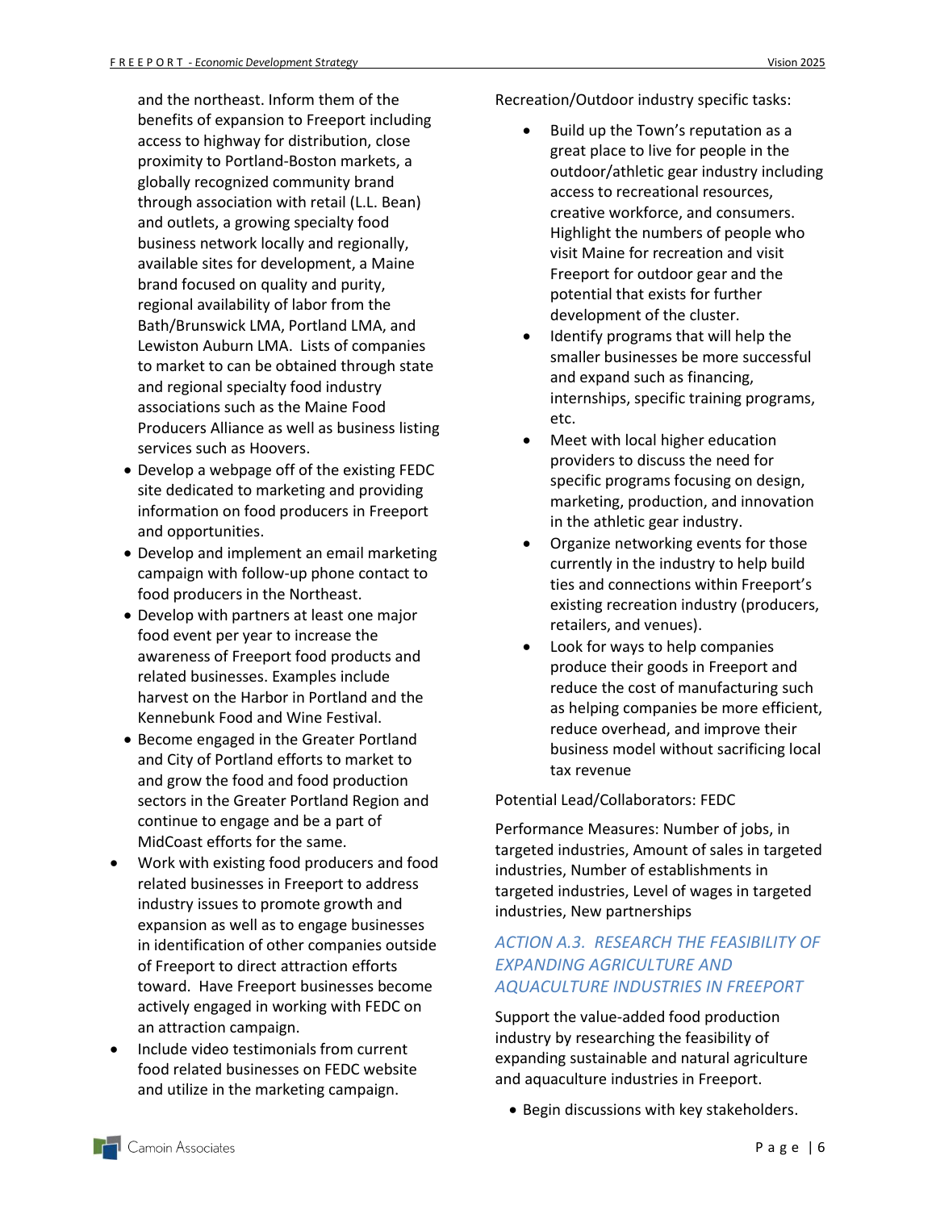and the northeast. Inform them of the benefits of expansion to Freeport including access to highway for distribution, close proximity to Portland-Boston markets, a globally recognized community brand through association with retail (L.L. Bean) and outlets, a growing specialty food business network locally and regionally, available sites for development, a Maine brand focused on quality and purity, regional availability of labor from the Bath/Brunswick LMA, Portland LMA, and Lewiston Auburn LMA. Lists of companies to market to can be obtained through state and regional specialty food industry associations such as the Maine Food Producers Alliance as well as business listing services such as Hoovers.

- Develop a webpage off of the existing FEDC site dedicated to marketing and providing information on food producers in Freeport and opportunities.
- Develop and implement an email marketing campaign with follow-up phone contact to food producers in the Northeast.
- Develop with partners at least one major food event per year to increase the awareness of Freeport food products and related businesses. Examples include harvest on the Harbor in Portland and the Kennebunk Food and Wine Festival.
- Become engaged in the Greater Portland and City of Portland efforts to market to and grow the food and food production sectors in the Greater Portland Region and continue to engage and be a part of MidCoast efforts for the same.

- Work with existing food producers and food related businesses in Freeport to address industry issues to promote growth and expansion as well as to engage businesses in identification of other companies outside of Freeport to direct attraction efforts toward. Have Freeport businesses become actively engaged in working with FEDC on an attraction campaign.
- Include video testimonials from current food related businesses on FEDC website and utilize in the marketing campaign.

Recreation/Outdoor industry specific tasks:

- Build up the Town's reputation as a great place to live for people in the outdoor/athletic gear industry including access to recreational resources, creative workforce, and consumers. Highlight the numbers of people who visit Maine for recreation and visit Freeport for outdoor gear and the potential that exists for further development of the cluster.
- Identify programs that will help the smaller businesses be more successful and expand such as financing, internships, specific training programs, etc.
- Meet with local higher education providers to discuss the need for specific programs focusing on design, marketing, production, and innovation in the athletic gear industry.
- Organize networking events for those currently in the industry to help build ties and connections within Freeport's existing recreation industry (producers, retailers, and venues).
- Look for ways to help companies produce their goods in Freeport and reduce the cost of manufacturing such as helping companies be more efficient, reduce overhead, and improve their business model without sacrificing local tax revenue

Potential Lead/Collaborators: FEDC

Performance Measures: Number of jobs, in targeted industries, Amount of sales in targeted industries, Number of establishments in targeted industries, Level of wages in targeted industries, New partnerships

### *ACTION A.3. RESEARCH THE FEASIBILITY OF EXPANDING AGRICULTURE AND AQUACULTURE INDUSTRIES IN FREEPORT*

Support the value-added food production industry by researching the feasibility of expanding sustainable and natural agriculture and aquaculture industries in Freeport.

- Begin discussions with key stakeholders.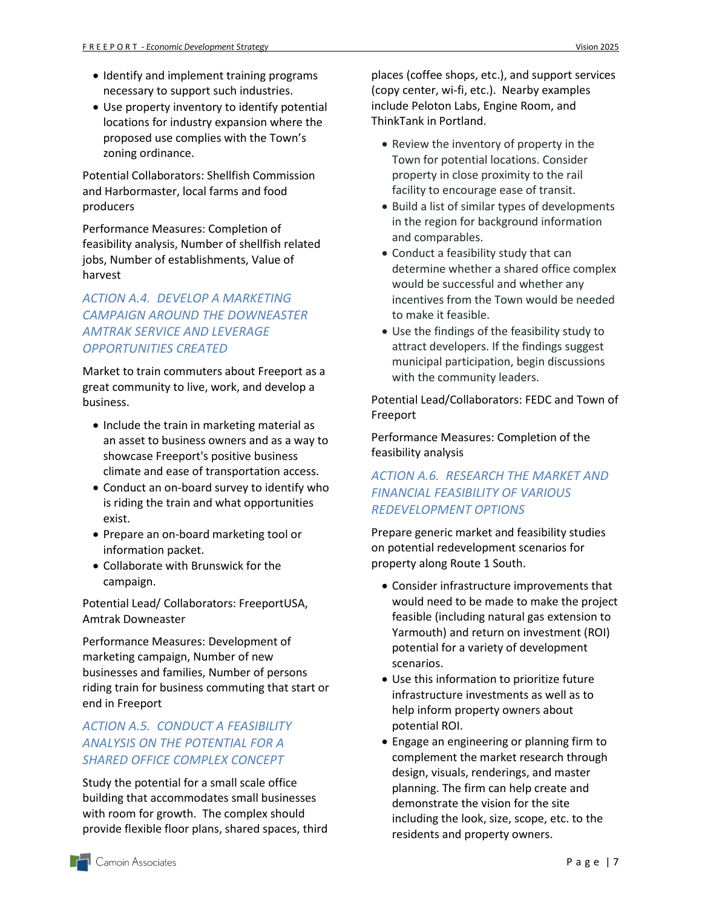- Identify and implement training programs necessary to support such industries.
- Use property inventory to identify potential locations for industry expansion where the proposed use complies with the Town's zoning ordinance.

Potential Collaborators: Shellfish Commission and Harbormaster, local farms and food producers

Performance Measures: Completion of feasibility analysis, Number of shellfish related jobs, Number of establishments, Value of harvest

### *ACTION A.4. DEVELOP A MARKETING CAMPAIGN AROUND THE DOWNEASTER AMTRAK SERVICE AND LEVERAGE OPPORTUNITIES CREATED*

Market to train commuters about Freeport as a great community to live, work, and develop a business.

- Include the train in marketing material as an asset to business owners and as a way to showcase Freeport's positive business climate and ease of transportation access.
- Conduct an on-board survey to identify who is riding the train and what opportunities exist.
- Prepare an on-board marketing tool or information packet.
- Collaborate with Brunswick for the campaign.

Potential Lead/ Collaborators: FreeportUSA, Amtrak Downeaster

Performance Measures: Development of marketing campaign, Number of new businesses and families, Number of persons riding train for business commuting that start or end in Freeport

### *ACTION A.5. CONDUCT A FEASIBILITY ANALYSIS ON THE POTENTIAL FOR A SHARED OFFICE COMPLEX CONCEPT*

Study the potential for a small scale office building that accommodates small businesses with room for growth. The complex should provide flexible floor plans, shared spaces, third places (coffee shops, etc.), and support services (copy center, wi-fi, etc.). Nearby examples include Peloton Labs, Engine Room, and ThinkTank in Portland.

- Review the inventory of property in the Town for potential locations. Consider property in close proximity to the rail facility to encourage ease of transit.
- Build a list of similar types of developments in the region for background information and comparables.
- Conduct a feasibility study that can determine whether a shared office complex would be successful and whether any incentives from the Town would be needed to make it feasible.
- Use the findings of the feasibility study to attract developers. If the findings suggest municipal participation, begin discussions with the community leaders.

Potential Lead/Collaborators: FEDC and Town of Freeport

Performance Measures: Completion of the feasibility analysis

### *ACTION A.6. RESEARCH THE MARKET AND FINANCIAL FEASIBILITY OF VARIOUS REDEVELOPMENT OPTIONS*

Prepare generic market and feasibility studies on potential redevelopment scenarios for property along Route 1 South.

- Consider infrastructure improvements that would need to be made to make the project feasible (including natural gas extension to Yarmouth) and return on investment (ROI) potential for a variety of development scenarios.
- Use this information to prioritize future infrastructure investments as well as to help inform property owners about potential ROI.
- Engage an engineering or planning firm to complement the market research through design, visuals, renderings, and master planning. The firm can help create and demonstrate the vision for the site including the look, size, scope, etc. to the residents and property owners.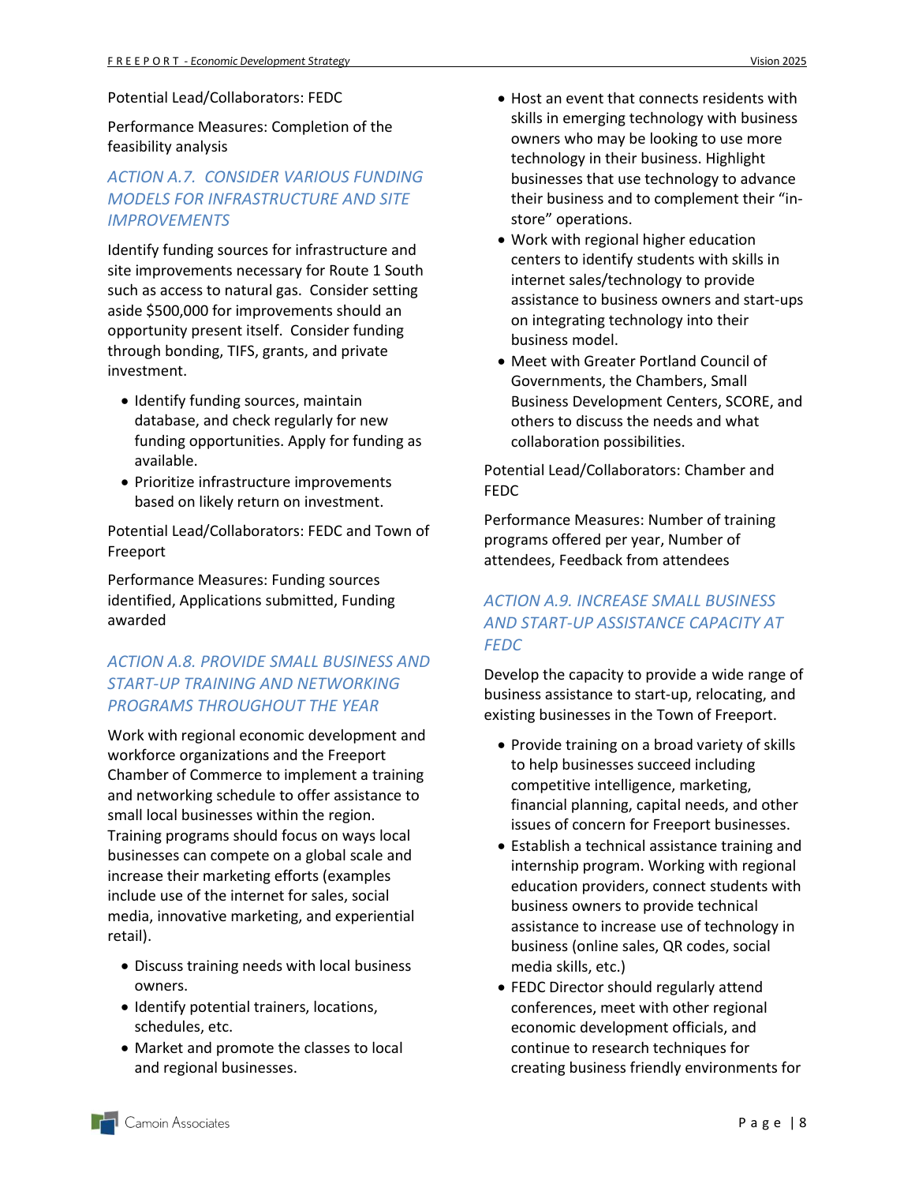Potential Lead/Collaborators: FEDC

Performance Measures: Completion of the feasibility analysis

### *ACTION A.7. CONSIDER VARIOUS FUNDING MODELS FOR INFRASTRUCTURE AND SITE IMPROVEMENTS*

Identify funding sources for infrastructure and site improvements necessary for Route 1 South such as access to natural gas. Consider setting aside $500,000 for improvements should an opportunity present itself. Consider funding through bonding, TIFS, grants, and private investment.

- Identify funding sources, maintain database, and check regularly for new funding opportunities. Apply for funding as available.
- Prioritize infrastructure improvements based on likely return on investment.

Potential Lead/Collaborators: FEDC and Town of Freeport

Performance Measures: Funding sources identified, Applications submitted, Funding awarded

### *ACTION A.8. PROVIDE SMALL BUSINESS AND START-UP TRAINING AND NETWORKING PROGRAMS THROUGHOUT THE YEAR*

Work with regional economic development and workforce organizations and the Freeport Chamber of Commerce to implement a training and networking schedule to offer assistance to small local businesses within the region. Training programs should focus on ways local businesses can compete on a global scale and increase their marketing efforts (examples include use of the internet for sales, social media, innovative marketing, and experiential retail).

- Discuss training needs with local business owners.
- Identify potential trainers, locations, schedules, etc.
- Market and promote the classes to local and regional businesses.
- Host an event that connects residents with skills in emerging technology with business owners who may be looking to use more technology in their business. Highlight businesses that use technology to advance their business and to complement their "in-store" operations.
- Work with regional higher education centers to identify students with skills in internet sales/technology to provide assistance to business owners and start-ups on integrating technology into their business model.
- Meet with Greater Portland Council of Governments, the Chambers, Small Business Development Centers, SCORE, and others to discuss the needs and what collaboration possibilities.

Potential Lead/Collaborators: Chamber and FEDC

Performance Measures: Number of training programs offered per year, Number of attendees, Feedback from attendees

### *ACTION A.9. INCREASE SMALL BUSINESS AND START-UP ASSISTANCE CAPACITY AT FEDC*

Develop the capacity to provide a wide range of business assistance to start-up, relocating, and existing businesses in the Town of Freeport.

- Provide training on a broad variety of skills to help businesses succeed including competitive intelligence, marketing, financial planning, capital needs, and other issues of concern for Freeport businesses.
- Establish a technical assistance training and internship program. Working with regional education providers, connect students with business owners to provide technical assistance to increase use of technology in business (online sales, QR codes, social media skills, etc.)
- FEDC Director should regularly attend conferences, meet with other regional economic development officials, and continue to research techniques for creating business friendly environments for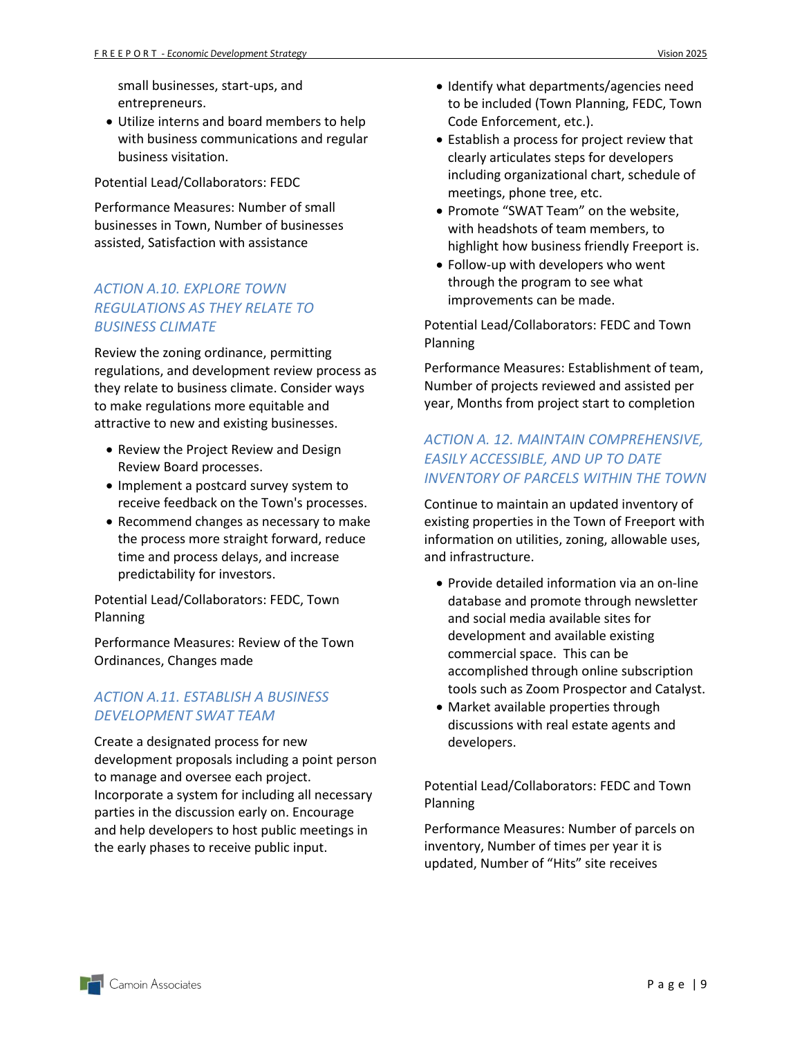small businesses, start-ups, and entrepreneurs.
- Utilize interns and board members to help with business communications and regular business visitation.

Potential Lead/Collaborators: FEDC

Performance Measures: Number of small businesses in Town, Number of businesses assisted, Satisfaction with assistance

### *ACTION A.10. EXPLORE TOWN REGULATIONS AS THEY RELATE TO BUSINESS CLIMATE*

Review the zoning ordinance, permitting regulations, and development review process as they relate to business climate. Consider ways to make regulations more equitable and attractive to new and existing businesses.

- Review the Project Review and Design Review Board processes.
- Implement a postcard survey system to receive feedback on the Town's processes.
- Recommend changes as necessary to make the process more straight forward, reduce time and process delays, and increase predictability for investors.

Potential Lead/Collaborators: FEDC, Town Planning

Performance Measures: Review of the Town Ordinances, Changes made

### *ACTION A.11. ESTABLISH A BUSINESS DEVELOPMENT SWAT TEAM*

Create a designated process for new development proposals including a point person to manage and oversee each project. Incorporate a system for including all necessary parties in the discussion early on. Encourage and help developers to host public meetings in the early phases to receive public input.

- Identify what departments/agencies need to be included (Town Planning, FEDC, Town Code Enforcement, etc.).
- Establish a process for project review that clearly articulates steps for developers including organizational chart, schedule of meetings, phone tree, etc.
- Promote "SWAT Team" on the website, with headshots of team members, to highlight how business friendly Freeport is.
- Follow-up with developers who went through the program to see what improvements can be made.

Potential Lead/Collaborators: FEDC and Town Planning

Performance Measures: Establishment of team, Number of projects reviewed and assisted per year, Months from project start to completion

### *ACTION A. 12. MAINTAIN COMPREHENSIVE, EASILY ACCESSIBLE, AND UP TO DATE INVENTORY OF PARCELS WITHIN THE TOWN*

Continue to maintain an updated inventory of existing properties in the Town of Freeport with information on utilities, zoning, allowable uses, and infrastructure.

- Provide detailed information via an on-line database and promote through newsletter and social media available sites for development and available existing commercial space. This can be accomplished through online subscription tools such as Zoom Prospector and Catalyst.
- Market available properties through discussions with real estate agents and developers.

Potential Lead/Collaborators: FEDC and Town Planning

Performance Measures: Number of parcels on inventory, Number of times per year it is updated, Number of "Hits" site receives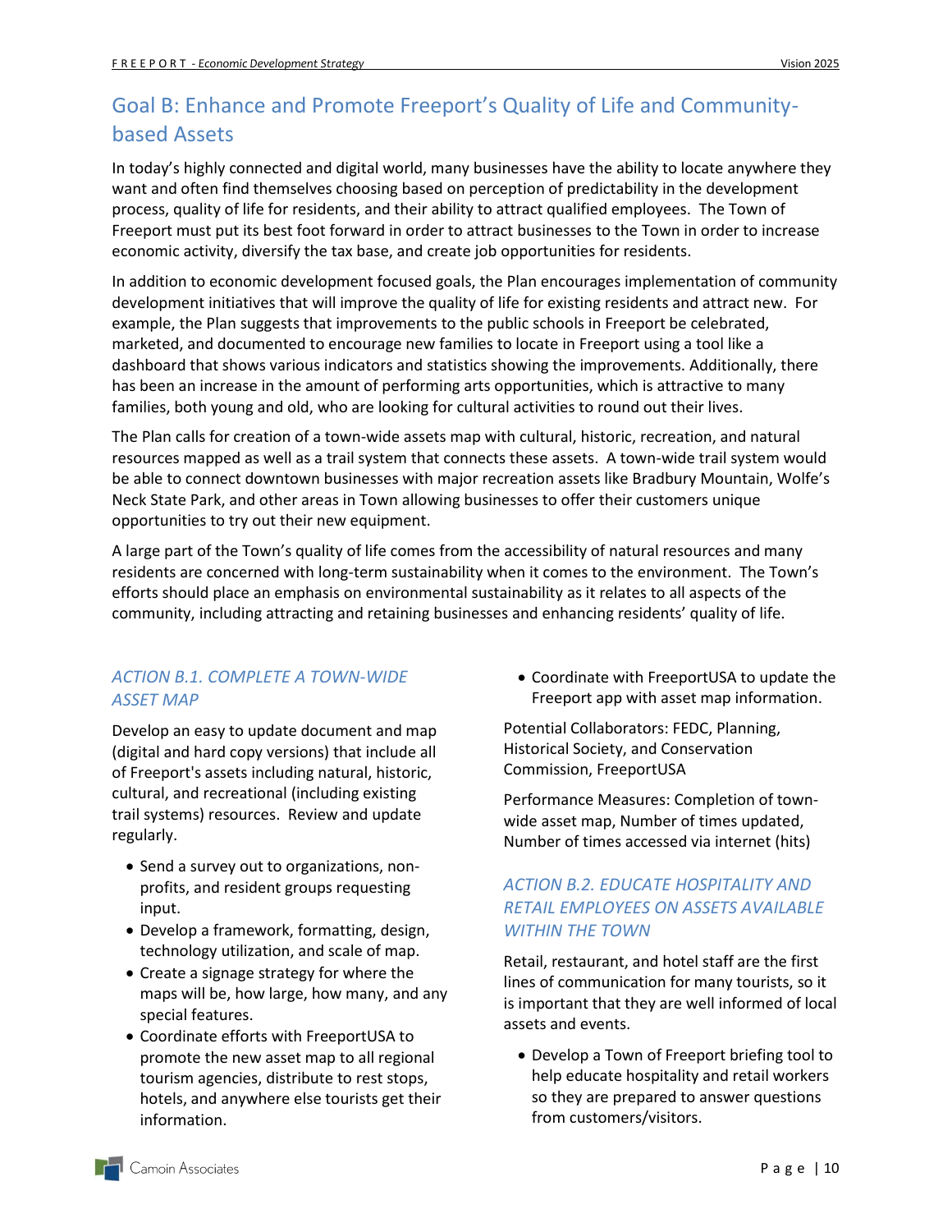## Goal B: Enhance and Promote Freeport's Quality of Life and Community-based Assets

In today's highly connected and digital world, many businesses have the ability to locate anywhere they want and often find themselves choosing based on perception of predictability in the development process, quality of life for residents, and their ability to attract qualified employees. The Town of Freeport must put its best foot forward in order to attract businesses to the Town in order to increase economic activity, diversify the tax base, and create job opportunities for residents.

In addition to economic development focused goals, the Plan encourages implementation of community development initiatives that will improve the quality of life for existing residents and attract new. For example, the Plan suggests that improvements to the public schools in Freeport be celebrated, marketed, and documented to encourage new families to locate in Freeport using a tool like a dashboard that shows various indicators and statistics showing the improvements. Additionally, there has been an increase in the amount of performing arts opportunities, which is attractive to many families, both young and old, who are looking for cultural activities to round out their lives.

The Plan calls for creation of a town-wide assets map with cultural, historic, recreation, and natural resources mapped as well as a trail system that connects these assets. A town-wide trail system would be able to connect downtown businesses with major recreation assets like Bradbury Mountain, Wolfe's Neck State Park, and other areas in Town allowing businesses to offer their customers unique opportunities to try out their new equipment.

A large part of the Town's quality of life comes from the accessibility of natural resources and many residents are concerned with long-term sustainability when it comes to the environment. The Town's efforts should place an emphasis on environmental sustainability as it relates to all aspects of the community, including attracting and retaining businesses and enhancing residents' quality of life.

### *ACTION B.1. COMPLETE A TOWN-WIDE ASSET MAP*

Develop an easy to update document and map (digital and hard copy versions) that include all of Freeport's assets including natural, historic, cultural, and recreational (including existing trail systems) resources. Review and update regularly.

- Send a survey out to organizations, non-profits, and resident groups requesting input.
- Develop a framework, formatting, design, technology utilization, and scale of map.
- Create a signage strategy for where the maps will be, how large, how many, and any special features.
- Coordinate efforts with FreeportUSA to promote the new asset map to all regional tourism agencies, distribute to rest stops, hotels, and anywhere else tourists get their information.
- Coordinate with FreeportUSA to update the Freeport app with asset map information.

Potential Collaborators: FEDC, Planning, Historical Society, and Conservation Commission, FreeportUSA

Performance Measures: Completion of town-wide asset map, Number of times updated, Number of times accessed via internet (hits)

### *ACTION B.2. EDUCATE HOSPITALITY AND RETAIL EMPLOYEES ON ASSETS AVAILABLE WITHIN THE TOWN*

Retail, restaurant, and hotel staff are the first lines of communication for many tourists, so it is important that they are well informed of local assets and events.

- Develop a Town of Freeport briefing tool to help educate hospitality and retail workers so they are prepared to answer questions from customers/visitors.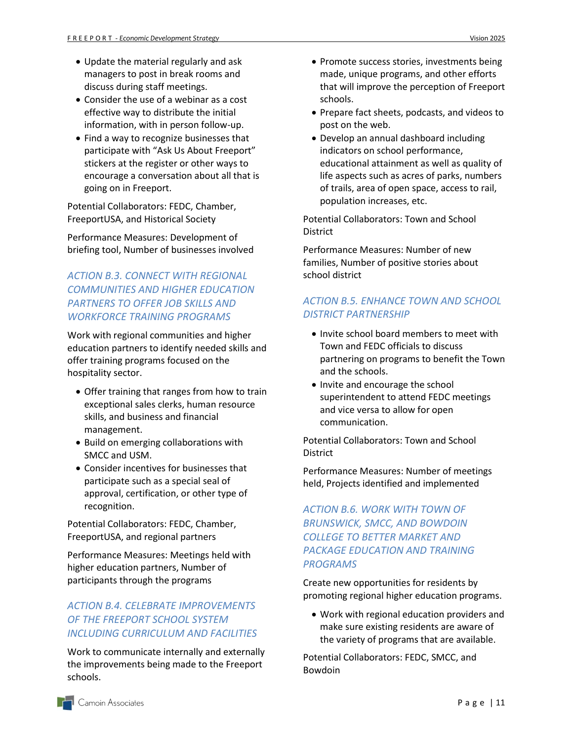- Update the material regularly and ask managers to post in break rooms and discuss during staff meetings.
- Consider the use of a webinar as a cost effective way to distribute the initial information, with in person follow-up.
- Find a way to recognize businesses that participate with "Ask Us About Freeport" stickers at the register or other ways to encourage a conversation about all that is going on in Freeport.

Potential Collaborators: FEDC, Chamber, FreeportUSA, and Historical Society

Performance Measures: Development of briefing tool, Number of businesses involved

### *ACTION B.3. CONNECT WITH REGIONAL COMMUNITIES AND HIGHER EDUCATION PARTNERS TO OFFER JOB SKILLS AND WORKFORCE TRAINING PROGRAMS*

Work with regional communities and higher education partners to identify needed skills and offer training programs focused on the hospitality sector.

- Offer training that ranges from how to train exceptional sales clerks, human resource skills, and business and financial management.
- Build on emerging collaborations with SMCC and USM.
- Consider incentives for businesses that participate such as a special seal of approval, certification, or other type of recognition.

Potential Collaborators: FEDC, Chamber, FreeportUSA, and regional partners

Performance Measures: Meetings held with higher education partners, Number of participants through the programs

### *ACTION B.4. CELEBRATE IMPROVEMENTS OF THE FREEPORT SCHOOL SYSTEM INCLUDING CURRICULUM AND FACILITIES*

Work to communicate internally and externally the improvements being made to the Freeport schools.

- Promote success stories, investments being made, unique programs, and other efforts that will improve the perception of Freeport schools.
- Prepare fact sheets, podcasts, and videos to post on the web.
- Develop an annual dashboard including indicators on school performance, educational attainment as well as quality of life aspects such as acres of parks, numbers of trails, area of open space, access to rail, population increases, etc.

Potential Collaborators: Town and School District

Performance Measures: Number of new families, Number of positive stories about school district

### *ACTION B.5. ENHANCE TOWN AND SCHOOL DISTRICT PARTNERSHIP*

- Invite school board members to meet with Town and FEDC officials to discuss partnering on programs to benefit the Town and the schools.
- Invite and encourage the school superintendent to attend FEDC meetings and vice versa to allow for open communication.

Potential Collaborators: Town and School District

Performance Measures: Number of meetings held, Projects identified and implemented

### *ACTION B.6. WORK WITH TOWN OF BRUNSWICK, SMCC, AND BOWDOIN COLLEGE TO BETTER MARKET AND PACKAGE EDUCATION AND TRAINING PROGRAMS*

Create new opportunities for residents by promoting regional higher education programs.

- Work with regional education providers and make sure existing residents are aware of the variety of programs that are available.

Potential Collaborators: FEDC, SMCC, and Bowdoin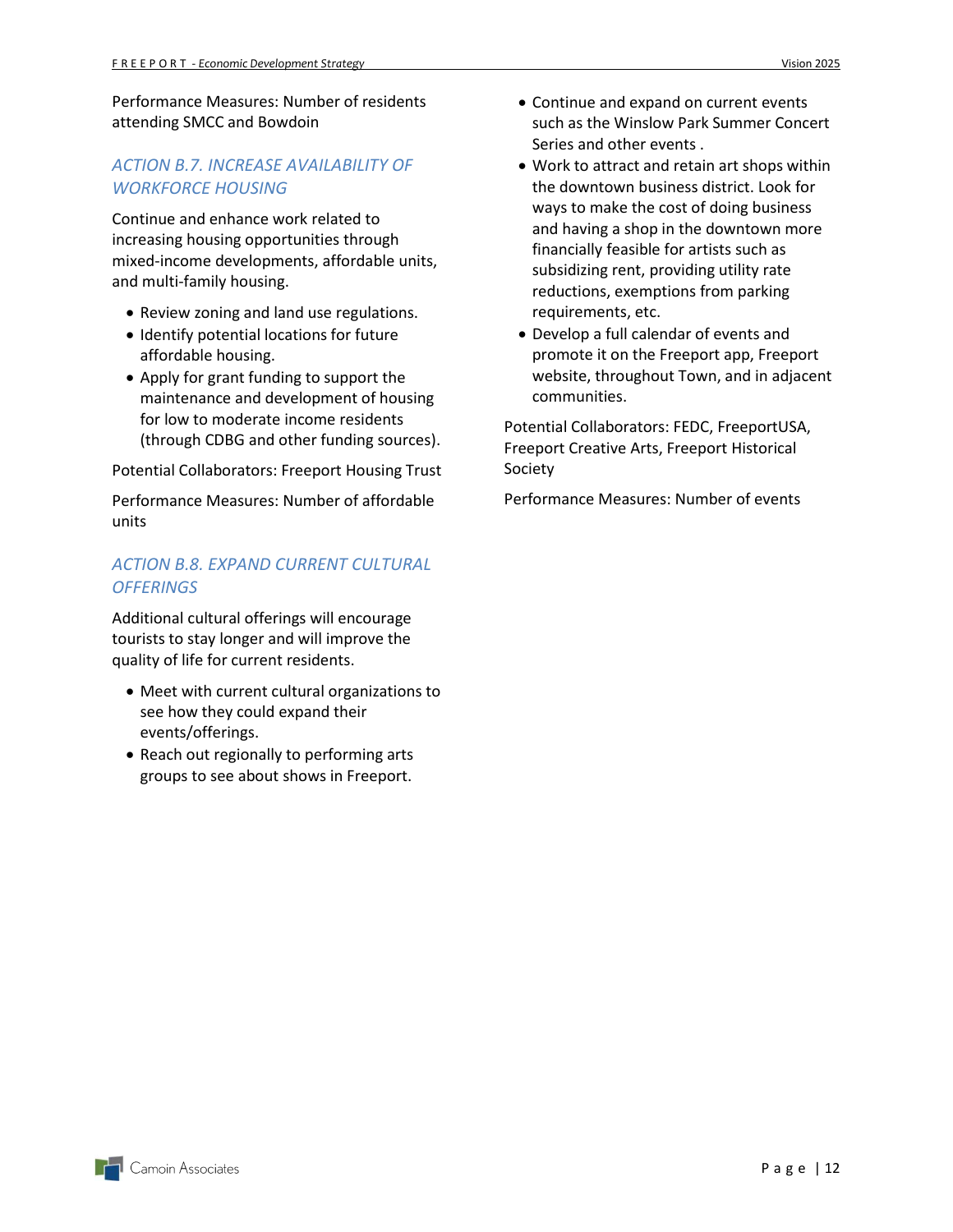Performance Measures: Number of residents attending SMCC and Bowdoin

### *ACTION B.7. INCREASE AVAILABILITY OF WORKFORCE HOUSING*

Continue and enhance work related to increasing housing opportunities through mixed-income developments, affordable units, and multi-family housing.

- Review zoning and land use regulations.
- Identify potential locations for future affordable housing.
- Apply for grant funding to support the maintenance and development of housing for low to moderate income residents (through CDBG and other funding sources).

Potential Collaborators: Freeport Housing Trust

Performance Measures: Number of affordable units

### *ACTION B.8. EXPAND CURRENT CULTURAL OFFERINGS*

Additional cultural offerings will encourage tourists to stay longer and will improve the quality of life for current residents.

- Meet with current cultural organizations to see how they could expand their events/offerings.
- Reach out regionally to performing arts groups to see about shows in Freeport.
- Continue and expand on current events such as the Winslow Park Summer Concert Series and other events .
- Work to attract and retain art shops within the downtown business district. Look for ways to make the cost of doing business and having a shop in the downtown more financially feasible for artists such as subsidizing rent, providing utility rate reductions, exemptions from parking requirements, etc.
- Develop a full calendar of events and promote it on the Freeport app, Freeport website, throughout Town, and in adjacent communities.

Potential Collaborators: FEDC, FreeportUSA, Freeport Creative Arts, Freeport Historical Society

Performance Measures: Number of events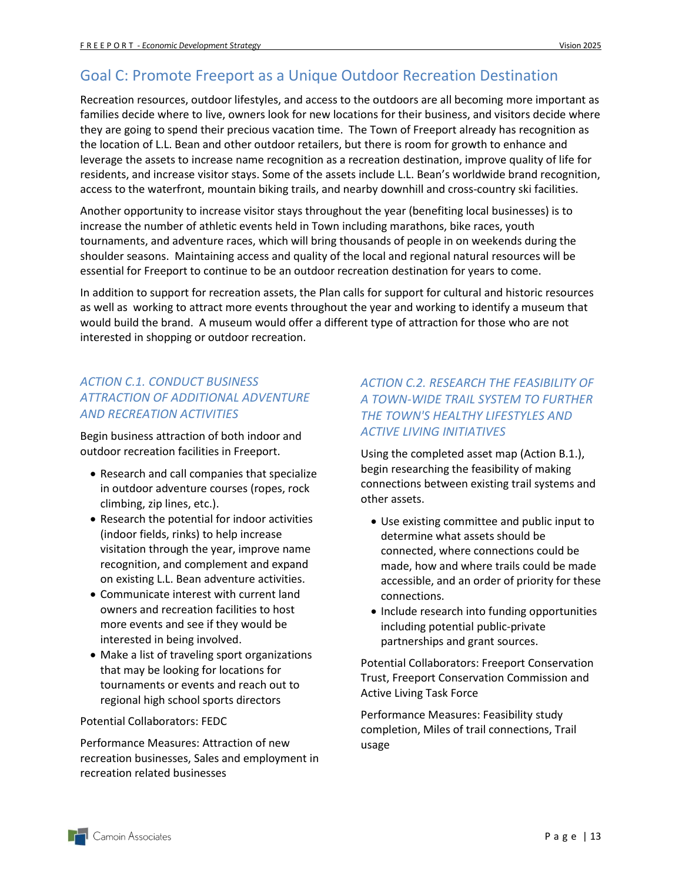## Goal C: Promote Freeport as a Unique Outdoor Recreation Destination

Recreation resources, outdoor lifestyles, and access to the outdoors are all becoming more important as families decide where to live, owners look for new locations for their business, and visitors decide where they are going to spend their precious vacation time. The Town of Freeport already has recognition as the location of L.L. Bean and other outdoor retailers, but there is room for growth to enhance and leverage the assets to increase name recognition as a recreation destination, improve quality of life for residents, and increase visitor stays. Some of the assets include L.L. Bean's worldwide brand recognition, access to the waterfront, mountain biking trails, and nearby downhill and cross-country ski facilities.

Another opportunity to increase visitor stays throughout the year (benefiting local businesses) is to increase the number of athletic events held in Town including marathons, bike races, youth tournaments, and adventure races, which will bring thousands of people in on weekends during the shoulder seasons. Maintaining access and quality of the local and regional natural resources will be essential for Freeport to continue to be an outdoor recreation destination for years to come.

In addition to support for recreation assets, the Plan calls for support for cultural and historic resources as well as working to attract more events throughout the year and working to identify a museum that would build the brand. A museum would offer a different type of attraction for those who are not interested in shopping or outdoor recreation.

### *ACTION C.1. CONDUCT BUSINESS ATTRACTION OF ADDITIONAL ADVENTURE AND RECREATION ACTIVITIES*

Begin business attraction of both indoor and outdoor recreation facilities in Freeport.

- Research and call companies that specialize in outdoor adventure courses (ropes, rock climbing, zip lines, etc.).
- Research the potential for indoor activities (indoor fields, rinks) to help increase visitation through the year, improve name recognition, and complement and expand on existing L.L. Bean adventure activities.
- Communicate interest with current land owners and recreation facilities to host more events and see if they would be interested in being involved.
- Make a list of traveling sport organizations that may be looking for locations for tournaments or events and reach out to regional high school sports directors

Potential Collaborators: FEDC

Performance Measures: Attraction of new recreation businesses, Sales and employment in recreation related businesses

### *ACTION C.2. RESEARCH THE FEASIBILITY OF A TOWN-WIDE TRAIL SYSTEM TO FURTHER THE TOWN'S HEALTHY LIFESTYLES AND ACTIVE LIVING INITIATIVES*

Using the completed asset map (Action B.1.), begin researching the feasibility of making connections between existing trail systems and other assets.

- Use existing committee and public input to determine what assets should be connected, where connections could be made, how and where trails could be made accessible, and an order of priority for these connections.
- Include research into funding opportunities including potential public-private partnerships and grant sources.

Potential Collaborators: Freeport Conservation Trust, Freeport Conservation Commission and Active Living Task Force

Performance Measures: Feasibility study completion, Miles of trail connections, Trail usage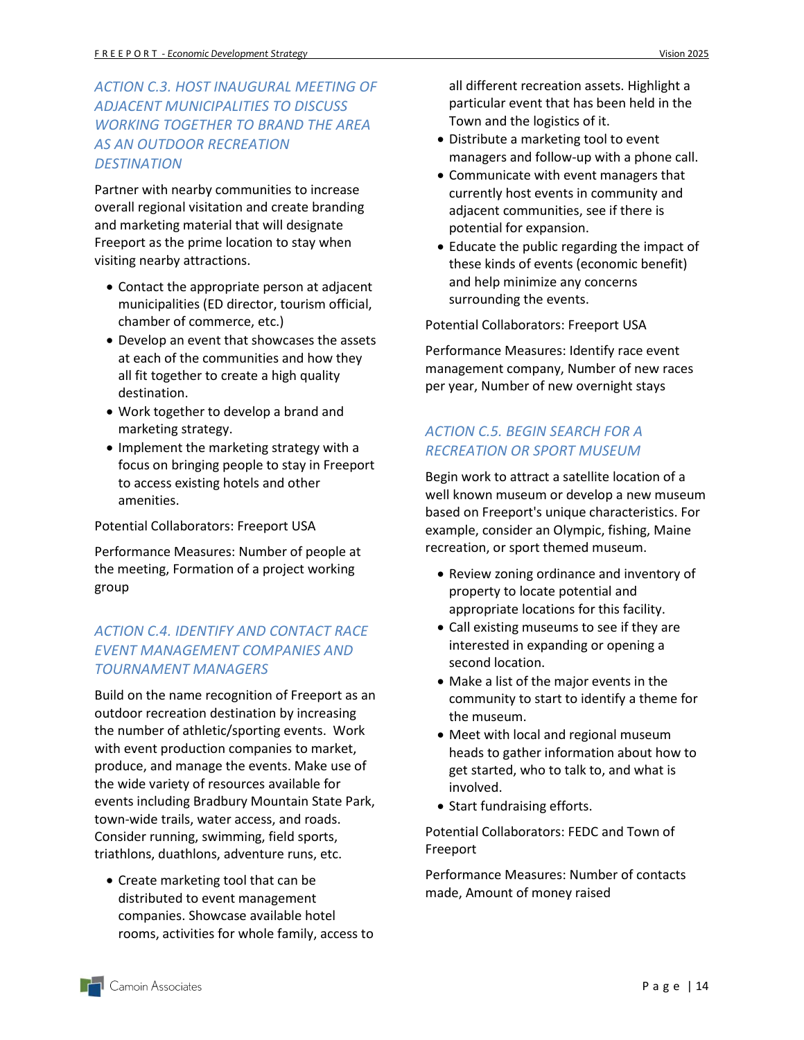### ACTION C.3. HOST INAUGURAL MEETING OF ADJACENT MUNICIPALITIES TO DISCUSS WORKING TOGETHER TO BRAND THE AREA AS AN OUTDOOR RECREATION DESTINATION

Partner with nearby communities to increase overall regional visitation and create branding and marketing material that will designate Freeport as the prime location to stay when visiting nearby attractions.

- Contact the appropriate person at adjacent municipalities (ED director, tourism official, chamber of commerce, etc.)
- Develop an event that showcases the assets at each of the communities and how they all fit together to create a high quality destination.
- Work together to develop a brand and marketing strategy.
- Implement the marketing strategy with a focus on bringing people to stay in Freeport to access existing hotels and other amenities.

Potential Collaborators: Freeport USA

Performance Measures: Number of people at the meeting, Formation of a project working group

### ACTION C.4. IDENTIFY AND CONTACT RACE EVENT MANAGEMENT COMPANIES AND TOURNAMENT MANAGERS

Build on the name recognition of Freeport as an outdoor recreation destination by increasing the number of athletic/sporting events. Work with event production companies to market, produce, and manage the events. Make use of the wide variety of resources available for events including Bradbury Mountain State Park, town-wide trails, water access, and roads. Consider running, swimming, field sports, triathlons, duathlons, adventure runs, etc.

- Create marketing tool that can be distributed to event management companies. Showcase available hotel rooms, activities for whole family, access to all different recreation assets. Highlight a particular event that has been held in the Town and the logistics of it.
- Distribute a marketing tool to event managers and follow-up with a phone call.
- Communicate with event managers that currently host events in community and adjacent communities, see if there is potential for expansion.
- Educate the public regarding the impact of these kinds of events (economic benefit) and help minimize any concerns surrounding the events.

Potential Collaborators: Freeport USA

Performance Measures: Identify race event management company, Number of new races per year, Number of new overnight stays

### ACTION C.5. BEGIN SEARCH FOR A RECREATION OR SPORT MUSEUM

Begin work to attract a satellite location of a well known museum or develop a new museum based on Freeport's unique characteristics. For example, consider an Olympic, fishing, Maine recreation, or sport themed museum.

- Review zoning ordinance and inventory of property to locate potential and appropriate locations for this facility.
- Call existing museums to see if they are interested in expanding or opening a second location.
- Make a list of the major events in the community to start to identify a theme for the museum.
- Meet with local and regional museum heads to gather information about how to get started, who to talk to, and what is involved.
- Start fundraising efforts.

Potential Collaborators: FEDC and Town of Freeport

Performance Measures: Number of contacts made, Amount of money raised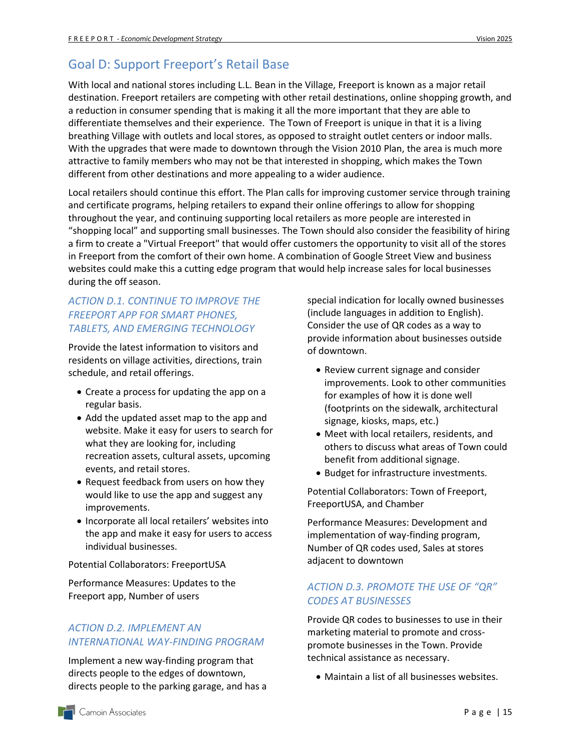## Goal D: Support Freeport's Retail Base

With local and national stores including L.L. Bean in the Village, Freeport is known as a major retail destination. Freeport retailers are competing with other retail destinations, online shopping growth, and a reduction in consumer spending that is making it all the more important that they are able to differentiate themselves and their experience. The Town of Freeport is unique in that it is a living breathing Village with outlets and local stores, as opposed to straight outlet centers or indoor malls. With the upgrades that were made to downtown through the Vision 2010 Plan, the area is much more attractive to family members who may not be that interested in shopping, which makes the Town different from other destinations and more appealing to a wider audience.

Local retailers should continue this effort. The Plan calls for improving customer service through training and certificate programs, helping retailers to expand their online offerings to allow for shopping throughout the year, and continuing supporting local retailers as more people are interested in "shopping local" and supporting small businesses. The Town should also consider the feasibility of hiring a firm to create a "Virtual Freeport" that would offer customers the opportunity to visit all of the stores in Freeport from the comfort of their own home. A combination of Google Street View and business websites could make this a cutting edge program that would help increase sales for local businesses during the off season.

### *ACTION D.1. CONTINUE TO IMPROVE THE FREEPORT APP FOR SMART PHONES, TABLETS, AND EMERGING TECHNOLOGY*

Provide the latest information to visitors and residents on village activities, directions, train schedule, and retail offerings.

- Create a process for updating the app on a regular basis.
- Add the updated asset map to the app and website. Make it easy for users to search for what they are looking for, including recreation assets, cultural assets, upcoming events, and retail stores.
- Request feedback from users on how they would like to use the app and suggest any improvements.
- Incorporate all local retailers' websites into the app and make it easy for users to access individual businesses.

Potential Collaborators: FreeportUSA

Performance Measures: Updates to the Freeport app, Number of users

### *ACTION D.2. IMPLEMENT AN INTERNATIONAL WAY-FINDING PROGRAM*

Implement a new way-finding program that directs people to the edges of downtown, directs people to the parking garage, and has a special indication for locally owned businesses (include languages in addition to English). Consider the use of QR codes as a way to provide information about businesses outside of downtown.

- Review current signage and consider improvements. Look to other communities for examples of how it is done well (footprints on the sidewalk, architectural signage, kiosks, maps, etc.)
- Meet with local retailers, residents, and others to discuss what areas of Town could benefit from additional signage.
- Budget for infrastructure investments.

Potential Collaborators: Town of Freeport, FreeportUSA, and Chamber

Performance Measures: Development and implementation of way-finding program, Number of QR codes used, Sales at stores adjacent to downtown

### *ACTION D.3. PROMOTE THE USE OF "QR" CODES AT BUSINESSES*

Provide QR codes to businesses to use in their marketing material to promote and cross-promote businesses in the Town. Provide technical assistance as necessary.

- Maintain a list of all businesses websites.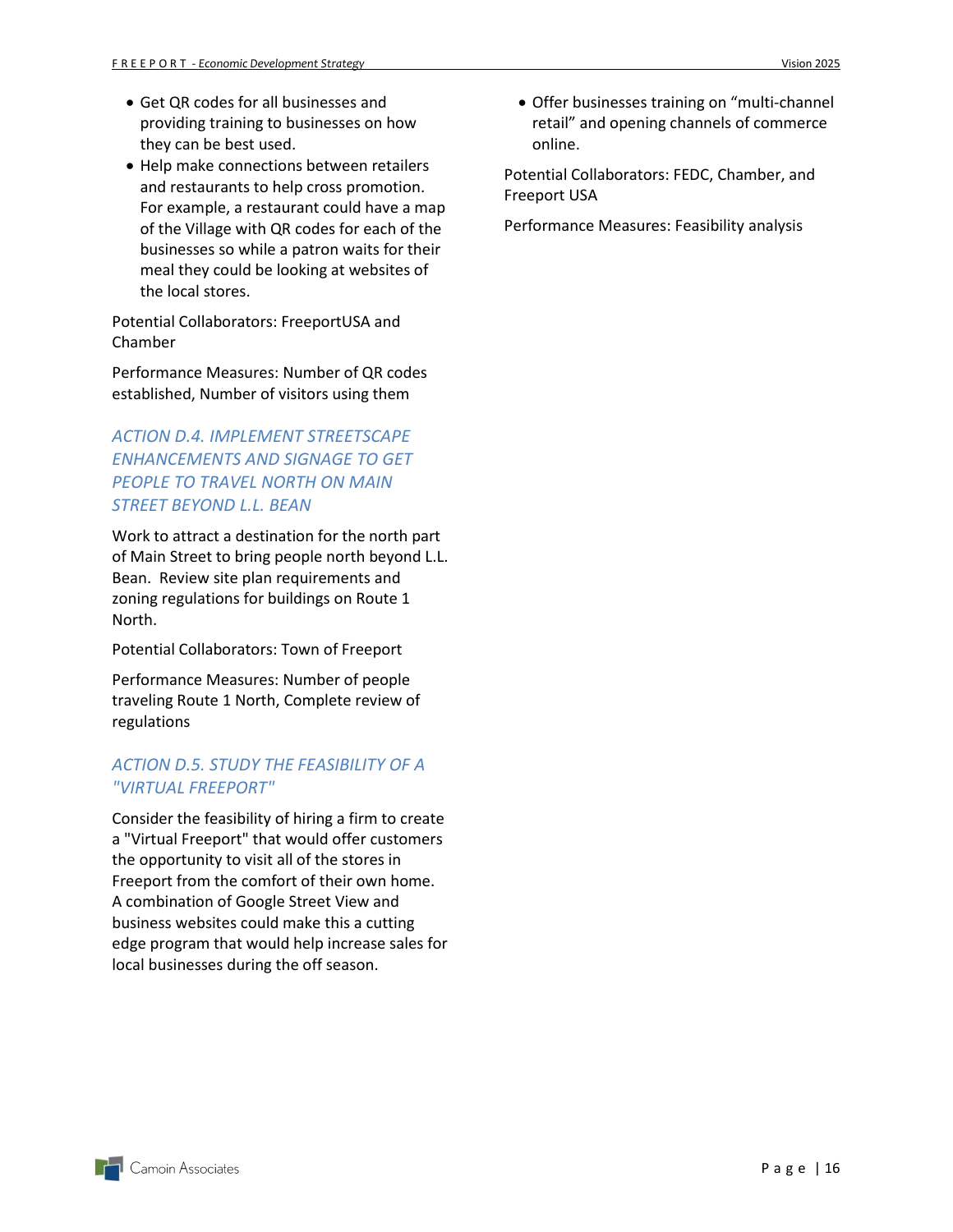- Get QR codes for all businesses and providing training to businesses on how they can be best used.
- Help make connections between retailers and restaurants to help cross promotion. For example, a restaurant could have a map of the Village with QR codes for each of the businesses so while a patron waits for their meal they could be looking at websites of the local stores.

Potential Collaborators: FreeportUSA and Chamber

Performance Measures: Number of QR codes established, Number of visitors using them

### *ACTION D.4. IMPLEMENT STREETSCAPE ENHANCEMENTS AND SIGNAGE TO GET PEOPLE TO TRAVEL NORTH ON MAIN STREET BEYOND L.L. BEAN*

Work to attract a destination for the north part of Main Street to bring people north beyond L.L. Bean. Review site plan requirements and zoning regulations for buildings on Route 1 North.

Potential Collaborators: Town of Freeport

Performance Measures: Number of people traveling Route 1 North, Complete review of regulations

### *ACTION D.5. STUDY THE FEASIBILITY OF A "VIRTUAL FREEPORT"*

Consider the feasibility of hiring a firm to create a "Virtual Freeport" that would offer customers the opportunity to visit all of the stores in Freeport from the comfort of their own home. A combination of Google Street View and business websites could make this a cutting edge program that would help increase sales for local businesses during the off season.

- Offer businesses training on "multi-channel retail" and opening channels of commerce online.

Potential Collaborators: FEDC, Chamber, and Freeport USA

Performance Measures: Feasibility analysis